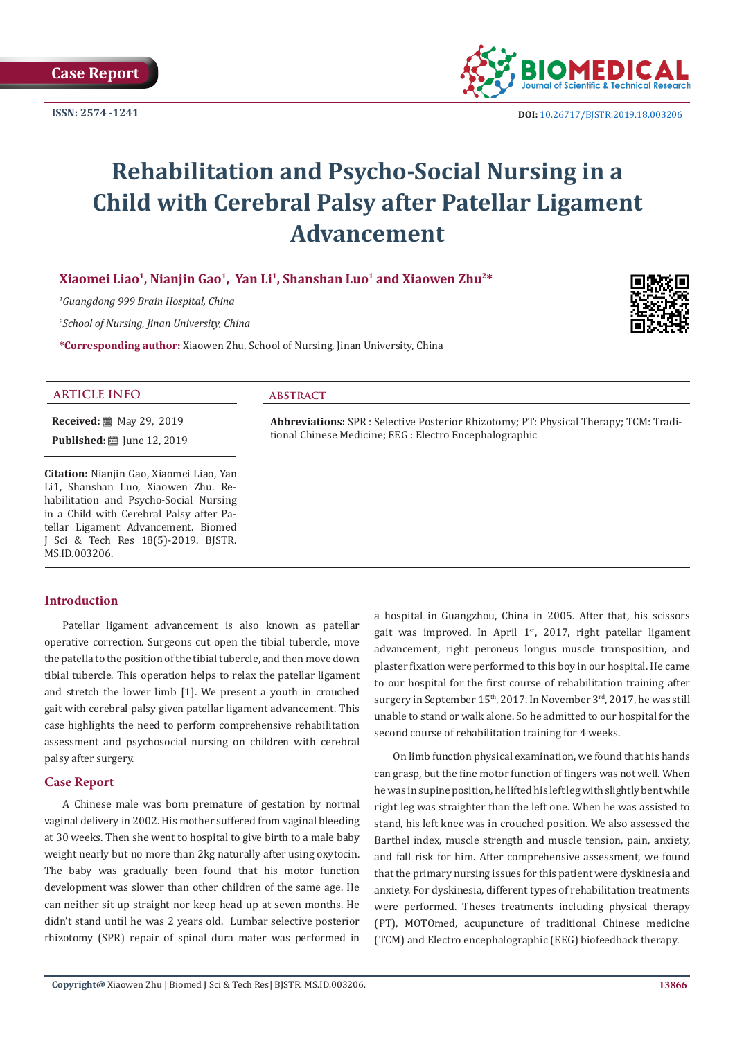Case Report

ISSN: 2574 -1241

DOI: 10.26717/BJSTR.2019.18.003206

# Rehabilitation and Psycho-Social Nursing in a Child with Cerebral Palsy after Patellar Ligament Advancement

**Xiaomei Liao[1], Nianjin Gao[1], Yan Li[1], Shanshan Luo[1] and Xiaowen Zhu[2]***

*[1]Guangdong 999 Brain Hospital, China*

*[2]School of Nursing, Jinan University, China*

***Corresponding author:** Xiaowen Zhu, School of Nursing, Jinan University, China

## ARTICLE INFO

**Received:** May 29, 2019

**Published:** June 12, 2019

**Citation:** Nianjin Gao, Xiaomei Liao, Yan Li1, Shanshan Luo, Xiaowen Zhu. Rehabilitation and Psycho-Social Nursing in a Child with Cerebral Palsy after Patellar Ligament Advancement. Biomed J Sci & Tech Res 18(5)-2019. BJSTR. MS.ID.003206.

## ABSTRACT

**Abbreviations:** SPR : Selective Posterior Rhizotomy; PT: Physical Therapy; TCM: Traditional Chinese Medicine; EEG : Electro Encephalographic

## Introduction

Patellar ligament advancement is also known as patellar operative correction. Surgeons cut open the tibial tubercle, move the patella to the position of the tibial tubercle, and then move down tibial tubercle. This operation helps to relax the patellar ligament and stretch the lower limb [1]. We present a youth in crouched gait with cerebral palsy given patellar ligament advancement. This case highlights the need to perform comprehensive rehabilitation assessment and psychosocial nursing on children with cerebral palsy after surgery.

## Case Report

A Chinese male was born premature of gestation by normal vaginal delivery in 2002. His mother suffered from vaginal bleeding at 30 weeks. Then she went to hospital to give birth to a male baby weight nearly but no more than 2kg naturally after using oxytocin. The baby was gradually been found that his motor function development was slower than other children of the same age. He can neither sit up straight nor keep head up at seven months. He didn't stand until he was 2 years old. Lumbar selective posterior rhizotomy (SPR) repair of spinal dura mater was performed in a hospital in Guangzhou, China in 2005. After that, his scissors gait was improved. In April 1st, 2017, right patellar ligament advancement, right peroneus longus muscle transposition, and plaster fixation were performed to this boy in our hospital. He came to our hospital for the first course of rehabilitation training after surgery in September 15th, 2017. In November 3rd, 2017, he was still unable to stand or walk alone. So he admitted to our hospital for the second course of rehabilitation training for 4 weeks.

On limb function physical examination, we found that his hands can grasp, but the fine motor function of fingers was not well. When he was in supine position, he lifted his left leg with slightly bent while right leg was straighter than the left one. When he was assisted to stand, his left knee was in crouched position. We also assessed the Barthel index, muscle strength and muscle tension, pain, anxiety, and fall risk for him. After comprehensive assessment, we found that the primary nursing issues for this patient were dyskinesia and anxiety. For dyskinesia, different types of rehabilitation treatments were performed. Theses treatments including physical therapy (PT), MOTOmed, acupuncture of traditional Chinese medicine (TCM) and Electro encephalographic (EEG) biofeedback therapy.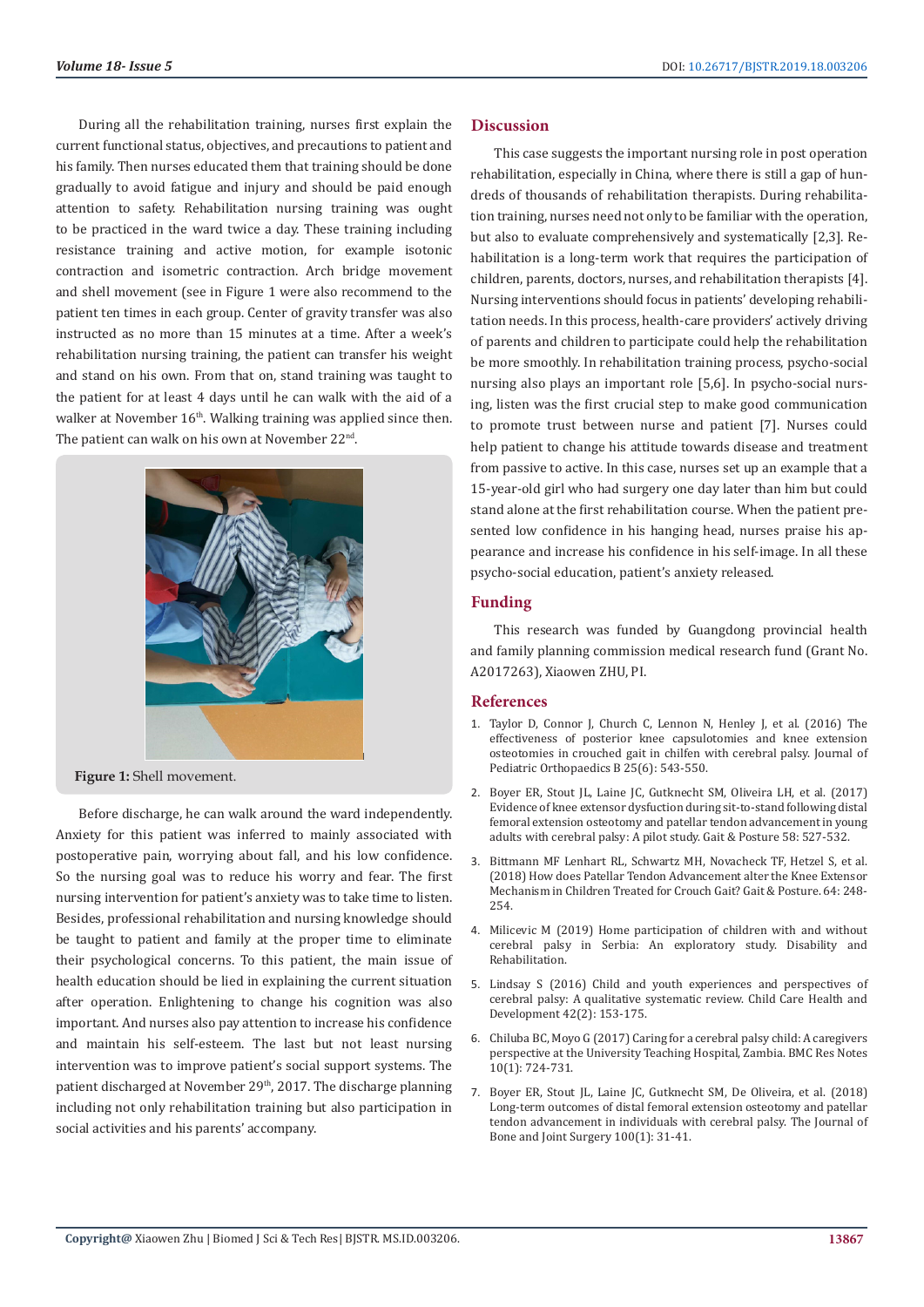During all the rehabilitation training, nurses first explain the current functional status, objectives, and precautions to patient and his family. Then nurses educated them that training should be done gradually to avoid fatigue and injury and should be paid enough attention to safety. Rehabilitation nursing training was ought to be practiced in the ward twice a day. These training including resistance training and active motion, for example isotonic contraction and isometric contraction. Arch bridge movement and shell movement (see in Figure 1 were also recommend to the patient ten times in each group. Center of gravity transfer was also instructed as no more than 15 minutes at a time. After a week's rehabilitation nursing training, the patient can transfer his weight and stand on his own. From that on, stand training was taught to the patient for at least 4 days until he can walk with the aid of a walker at November 16th. Walking training was applied since then. The patient can walk on his own at November 22nd.

**Figure 1:** Shell movement.

Before discharge, he can walk around the ward independently. Anxiety for this patient was inferred to mainly associated with postoperative pain, worrying about fall, and his low confidence. So the nursing goal was to reduce his worry and fear. The first nursing intervention for patient's anxiety was to take time to listen. Besides, professional rehabilitation and nursing knowledge should be taught to patient and family at the proper time to eliminate their psychological concerns. To this patient, the main issue of health education should be lied in explaining the current situation after operation. Enlightening to change his cognition was also important. And nurses also pay attention to increase his confidence and maintain his self-esteem. The last but not least nursing intervention was to improve patient's social support systems. The patient discharged at November 29th, 2017. The discharge planning including not only rehabilitation training but also participation in social activities and his parents' accompany.

## Discussion

This case suggests the important nursing role in post operation rehabilitation, especially in China, where there is still a gap of hundreds of thousands of rehabilitation therapists. During rehabilitation training, nurses need not only to be familiar with the operation, but also to evaluate comprehensively and systematically [2,3]. Rehabilitation is a long-term work that requires the participation of children, parents, doctors, nurses, and rehabilitation therapists [4]. Nursing interventions should focus in patients' developing rehabilitation needs. In this process, health-care providers' actively driving of parents and children to participate could help the rehabilitation be more smoothly. In rehabilitation training process, psycho-social nursing also plays an important role [5,6]. In psycho-social nursing, listen was the first crucial step to make good communication to promote trust between nurse and patient [7]. Nurses could help patient to change his attitude towards disease and treatment from passive to active. In this case, nurses set up an example that a 15-year-old girl who had surgery one day later than him but could stand alone at the first rehabilitation course. When the patient presented low confidence in his hanging head, nurses praise his appearance and increase his confidence in his self-image. In all these psycho-social education, patient's anxiety released.

## Funding

This research was funded by Guangdong provincial health and family planning commission medical research fund (Grant No. A2017263), Xiaowen ZHU, PI.

## References

1. Taylor D, Connor J, Church C, Lennon N, Henley J, et al. (2016) The effectiveness of posterior knee capsulotomies and knee extension osteotomies in crouched gait in chilfen with cerebral palsy. Journal of Pediatric Orthopaedics B 25(6): 543-550.
2. Boyer ER, Stout JL, Laine JC, Gutknecht SM, Oliveira LH, et al. (2017) Evidence of knee extensor dysfuction during sit-to-stand following distal femoral extension osteotomy and patellar tendon advancement in young adults with cerebral palsy: A pilot study. Gait & Posture 58: 527-532.
3. Bittmann MF Lenhart RL, Schwartz MH, Novacheck TF, Hetzel S, et al. (2018) How does Patellar Tendon Advancement alter the Knee Extensor Mechanism in Children Treated for Crouch Gait? Gait & Posture. 64: 248-254.
4. Milicevic M (2019) Home participation of children with and without cerebral palsy in Serbia: An exploratory study. Disability and Rehabilitation.
5. Lindsay S (2016) Child and youth experiences and perspectives of cerebral palsy: A qualitative systematic review. Child Care Health and Development 42(2): 153-175.
6. Chiluba BC, Moyo G (2017) Caring for a cerebral palsy child: A caregivers perspective at the University Teaching Hospital, Zambia. BMC Res Notes 10(1): 724-731.
7. Boyer ER, Stout JL, Laine JC, Gutknecht SM, De Oliveira, et al. (2018) Long-term outcomes of distal femoral extension osteotomy and patellar tendon advancement in individuals with cerebral palsy. The Journal of Bone and Joint Surgery 100(1): 31-41.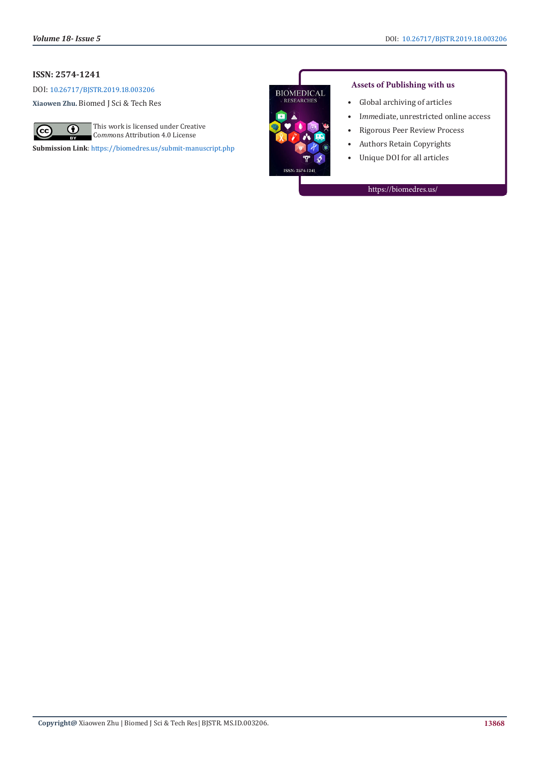**ISSN: 2574-1241**

DOI: 10.26717/BJSTR.2019.18.003206

**Xiaowen Zhu.** Biomed J Sci & Tech Res

This work is licensed under Creative Commons Attribution 4.0 License

**Submission Link**: https://biomedres.us/submit-manuscript.php

### Assets of Publishing with us

- Global archiving of articles
- Immediate, unrestricted online access
- Rigorous Peer Review Process
- Authors Retain Copyrights
- Unique DOI for all articles

https://biomedres.us/